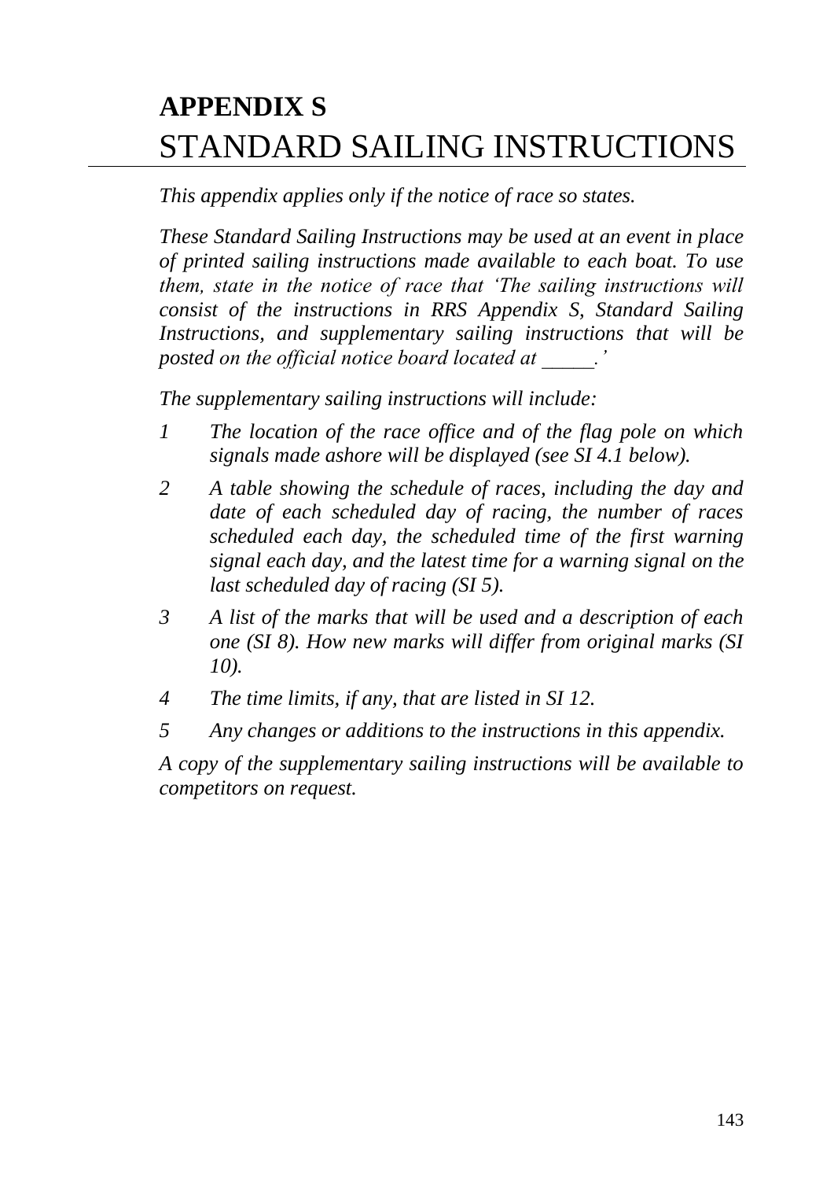# APPENDIX S
# STANDARD SAILING INSTRUCTIONS

*This appendix applies only if the notice of race so states.*

*These Standard Sailing Instructions may be used at an event in place of printed sailing instructions made available to each boat. To use them, state in the notice of race that 'The sailing instructions will consist of the instructions in RRS Appendix S, Standard Sailing Instructions, and supplementary sailing instructions that will be posted on the official notice board located at _____.'*

*The supplementary sailing instructions will include:*

1. *The location of the race office and of the flag pole on which signals made ashore will be displayed (see SI 4.1 below).*
2. *A table showing the schedule of races, including the day and date of each scheduled day of racing, the number of races scheduled each day, the scheduled time of the first warning signal each day, and the latest time for a warning signal on the last scheduled day of racing (SI 5).*
3. *A list of the marks that will be used and a description of each one (SI 8). How new marks will differ from original marks (SI 10).*
4. *The time limits, if any, that are listed in SI 12.*
5. *Any changes or additions to the instructions in this appendix.*

*A copy of the supplementary sailing instructions will be available to competitors on request.*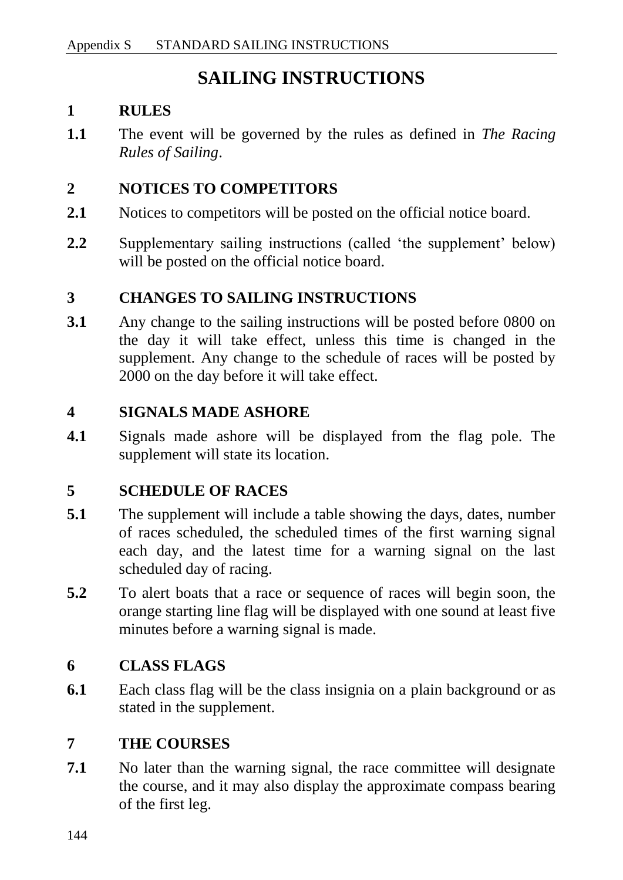# SAILING INSTRUCTIONS

## 1 RULES

**1.1** The event will be governed by the rules as defined in *The Racing Rules of Sailing*.

## 2 NOTICES TO COMPETITORS

**2.1** Notices to competitors will be posted on the official notice board.

**2.2** Supplementary sailing instructions (called 'the supplement' below) will be posted on the official notice board.

## 3 CHANGES TO SAILING INSTRUCTIONS

**3.1** Any change to the sailing instructions will be posted before 0800 on the day it will take effect, unless this time is changed in the supplement. Any change to the schedule of races will be posted by 2000 on the day before it will take effect.

## 4 SIGNALS MADE ASHORE

**4.1** Signals made ashore will be displayed from the flag pole. The supplement will state its location.

## 5 SCHEDULE OF RACES

**5.1** The supplement will include a table showing the days, dates, number of races scheduled, the scheduled times of the first warning signal each day, and the latest time for a warning signal on the last scheduled day of racing.

**5.2** To alert boats that a race or sequence of races will begin soon, the orange starting line flag will be displayed with one sound at least five minutes before a warning signal is made.

## 6 CLASS FLAGS

**6.1** Each class flag will be the class insignia on a plain background or as stated in the supplement.

## 7 THE COURSES

**7.1** No later than the warning signal, the race committee will designate the course, and it may also display the approximate compass bearing of the first leg.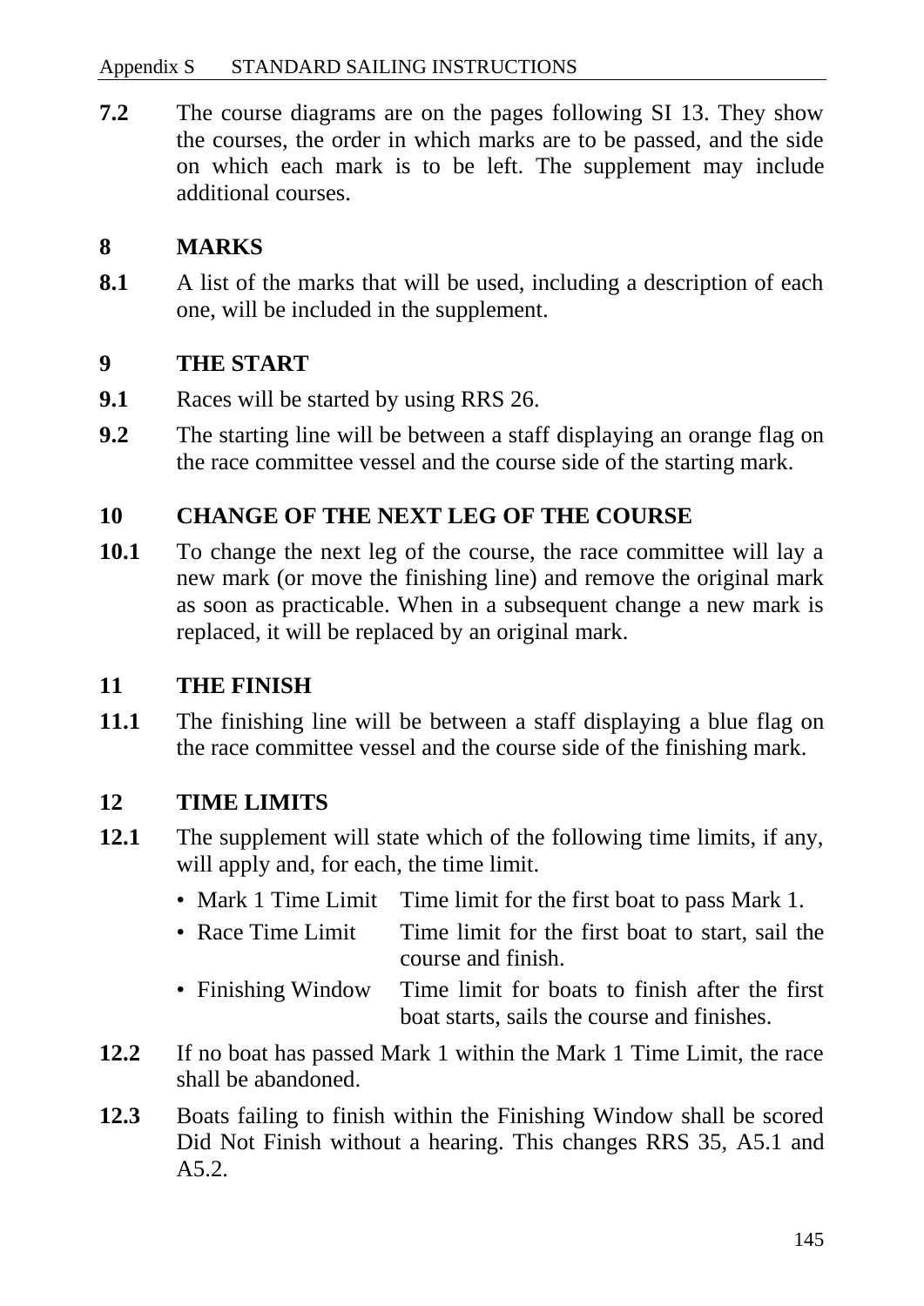**7.2** The course diagrams are on the pages following SI 13. They show the courses, the order in which marks are to be passed, and the side on which each mark is to be left. The supplement may include additional courses.

## 8 MARKS

**8.1** A list of the marks that will be used, including a description of each one, will be included in the supplement.

## 9 THE START

**9.1** Races will be started by using RRS 26.

**9.2** The starting line will be between a staff displaying an orange flag on the race committee vessel and the course side of the starting mark.

## 10 CHANGE OF THE NEXT LEG OF THE COURSE

**10.1** To change the next leg of the course, the race committee will lay a new mark (or move the finishing line) and remove the original mark as soon as practicable. When in a subsequent change a new mark is replaced, it will be replaced by an original mark.

## 11 THE FINISH

**11.1** The finishing line will be between a staff displaying a blue flag on the race committee vessel and the course side of the finishing mark.

## 12 TIME LIMITS

**12.1** The supplement will state which of the following time limits, if any, will apply and, for each, the time limit.

- Mark 1 Time Limit — Time limit for the first boat to pass Mark 1.
- Race Time Limit — Time limit for the first boat to start, sail the course and finish.
- Finishing Window — Time limit for boats to finish after the first boat starts, sails the course and finishes.

**12.2** If no boat has passed Mark 1 within the Mark 1 Time Limit, the race shall be abandoned.

**12.3** Boats failing to finish within the Finishing Window shall be scored Did Not Finish without a hearing. This changes RRS 35, A5.1 and A5.2.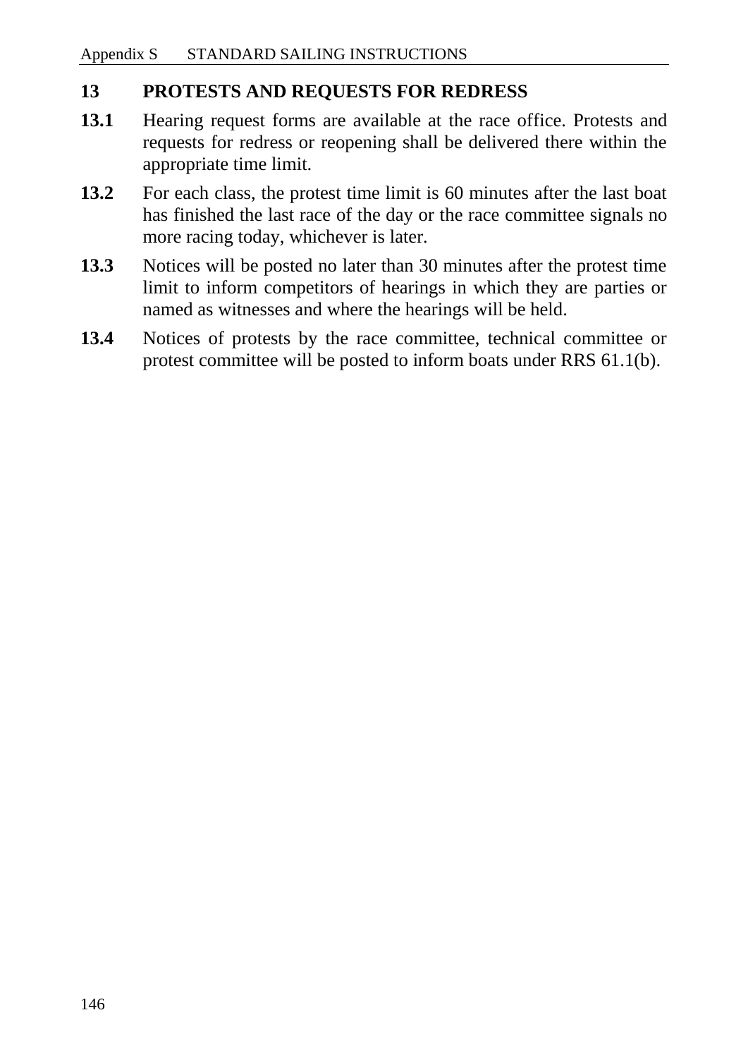## 13 PROTESTS AND REQUESTS FOR REDRESS

**13.1** Hearing request forms are available at the race office. Protests and requests for redress or reopening shall be delivered there within the appropriate time limit.

**13.2** For each class, the protest time limit is 60 minutes after the last boat has finished the last race of the day or the race committee signals no more racing today, whichever is later.

**13.3** Notices will be posted no later than 30 minutes after the protest time limit to inform competitors of hearings in which they are parties or named as witnesses and where the hearings will be held.

**13.4** Notices of protests by the race committee, technical committee or protest committee will be posted to inform boats under RRS 61.1(b).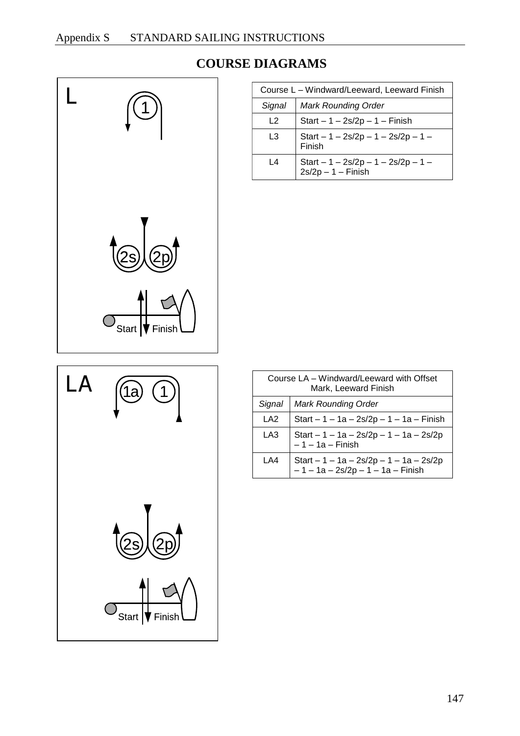# COURSE DIAGRAMS

| Course L – Windward/Leeward, Leeward Finish | |
|---|---|
| *Signal* | *Mark Rounding Order* |
| L2 | Start – 1 – 2s/2p – 1 – Finish |
| L3 | Start – 1 – 2s/2p – 1 – 2s/2p – 1 – Finish |
| L4 | Start – 1 – 2s/2p – 1 – 2s/2p – 1 – 2s/2p – 1 – Finish |

| Course LA – Windward/Leeward with Offset Mark, Leeward Finish | |
|---|---|
| *Signal* | *Mark Rounding Order* |
| LA2 | Start – 1 – 1a – 2s/2p – 1 – 1a – Finish |
| LA3 | Start – 1 – 1a – 2s/2p – 1 – 1a – 2s/2p – 1 – 1a – Finish |
| LA4 | Start – 1 – 1a – 2s/2p – 1 – 1a – 2s/2p – 1 – 1a – 2s/2p – 1 – 1a – Finish |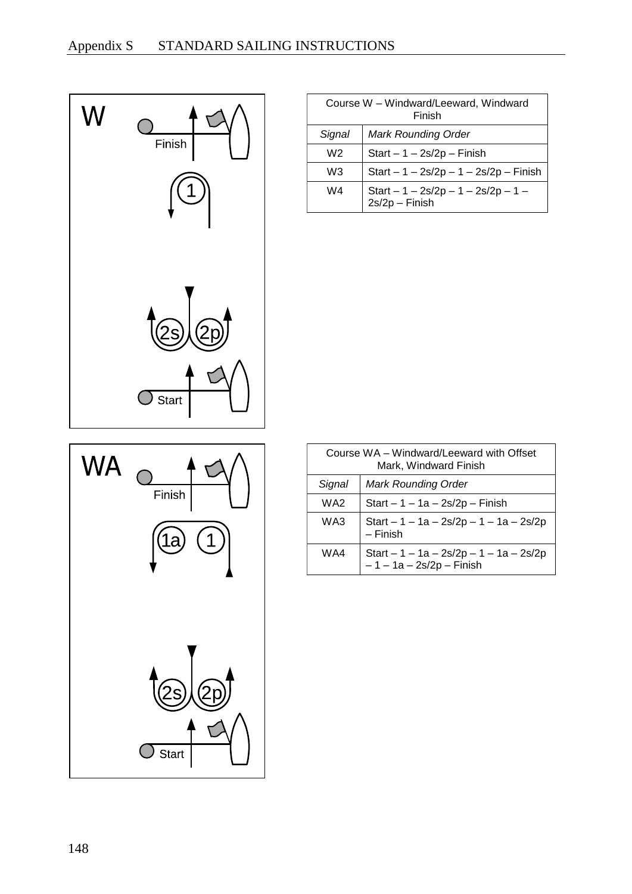| Course W – Windward/Leeward, Windward Finish | |
|---|---|
| *Signal* | *Mark Rounding Order* |
| W2 | Start – 1 – 2s/2p – Finish |
| W3 | Start – 1 – 2s/2p – 1 – 2s/2p – Finish |
| W4 | Start – 1 – 2s/2p – 1 – 2s/2p – 1 – 2s/2p – Finish |

| Course WA – Windward/Leeward with Offset Mark, Windward Finish | |
|---|---|
| *Signal* | *Mark Rounding Order* |
| WA2 | Start – 1 – 1a – 2s/2p – Finish |
| WA3 | Start – 1 – 1a – 2s/2p – 1 – 1a – 2s/2p – Finish |
| WA4 | Start – 1 – 1a – 2s/2p – 1 – 1a – 2s/2p – 1 – 1a – 2s/2p – Finish |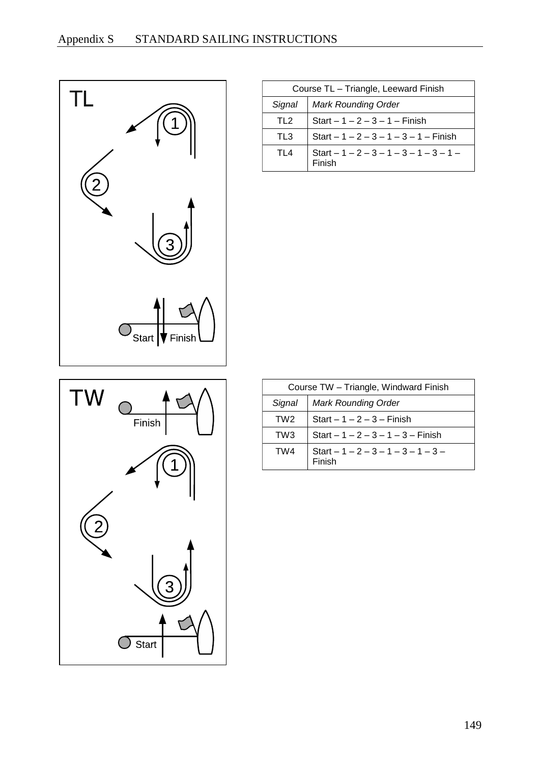TL

1

2

3

Start

Finish

| Course TL – Triangle, Leeward Finish | |
|---|---|
| *Signal* | *Mark Rounding Order* |
| TL2 | Start – 1 – 2 – 3 – 1 – Finish |
| TL3 | Start – 1 – 2 – 3 – 1 – 3 – 1 – Finish |
| TL4 | Start – 1 – 2 – 3 – 1 – 3 – 1 – 3 – 1 – Finish |

TW

Finish

1

2

3

Start

| Course TW – Triangle, Windward Finish | |
|---|---|
| *Signal* | *Mark Rounding Order* |
| TW2 | Start – 1 – 2 – 3 – Finish |
| TW3 | Start – 1 – 2 – 3 – 1 – 3 – Finish |
| TW4 | Start – 1 – 2 – 3 – 1 – 3 – 1 – 3 – Finish |